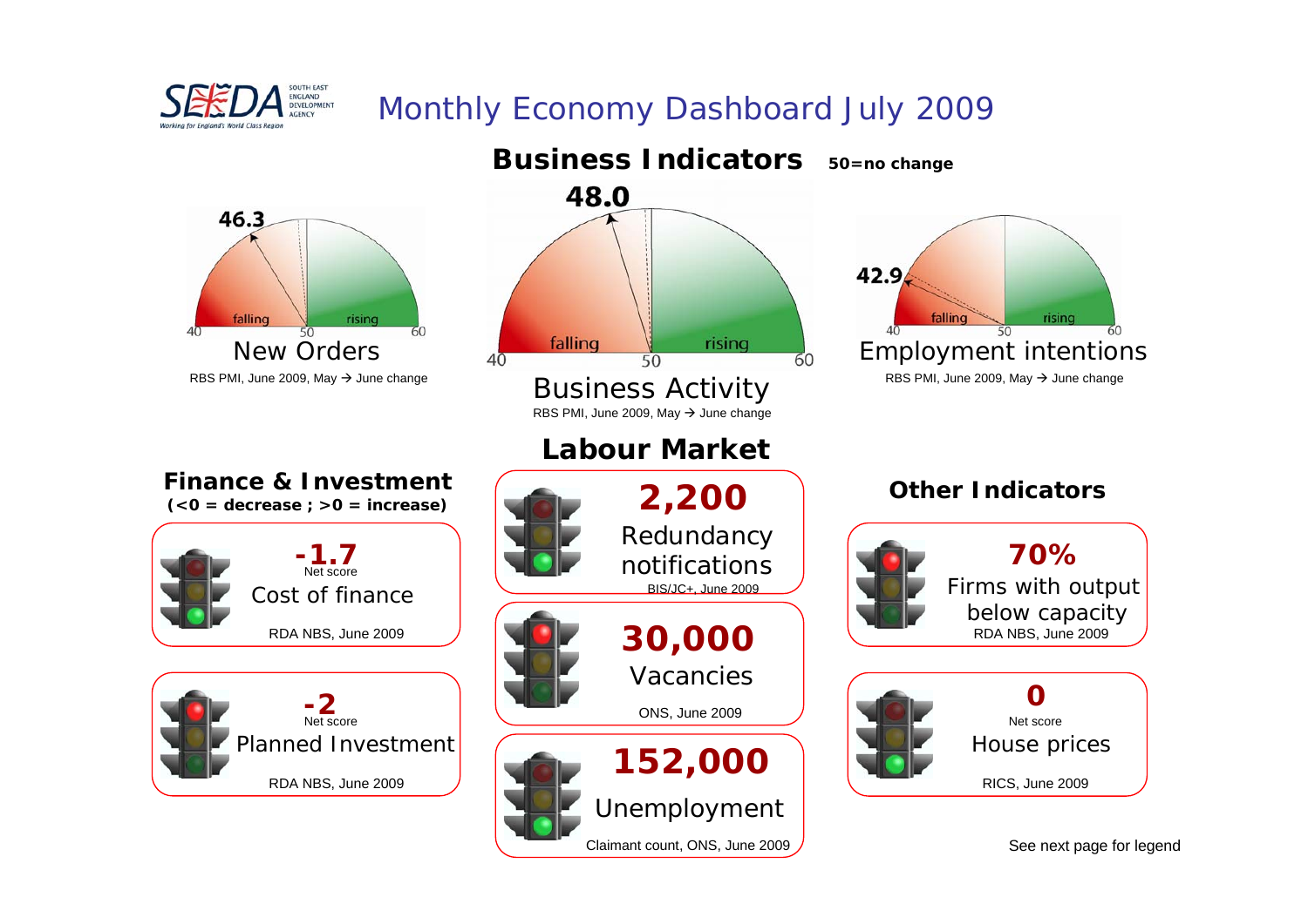SEEDA SOUTH EAST ENGLAND DEVELOPMENT AGENCY
Working for England's World Class Region

# Monthly Economy Dashboard July 2009

## Business Indicators

**50=no change**

**46.3**
40 falling 50 rising 60
### New Orders
RBS PMI, June 2009, May → June change

**48.0**
40 falling 50 rising 60
### Business Activity
RBS PMI, June 2009, May → June change

**42.9**
40 falling 50 rising 60
### Employment intentions
RBS PMI, June 2009, May → June change

## Finance & Investment

**(<0 = decrease ; >0 = increase)**

**-1.7**
Net score
Cost of finance
RDA NBS, June 2009

**-2**
Net score
Planned Investment
RDA NBS, June 2009

## Labour Market

**2,200**
Redundancy notifications
BIS/JC+, June 2009

**30,000**
Vacancies
ONS, June 2009

**152,000**
Unemployment
Claimant count, ONS, June 2009

## Other Indicators

**70%**
Firms with output below capacity
RDA NBS, June 2009

**0**
Net score
House prices
RICS, June 2009

See next page for legend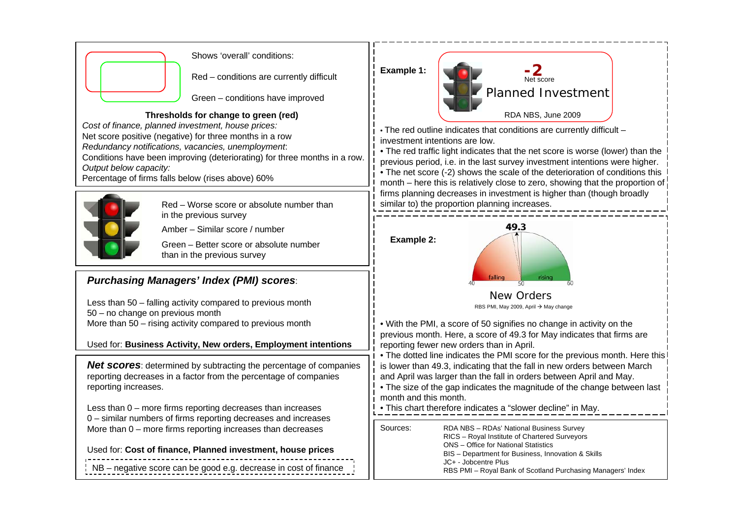Shows 'overall' conditions:

Red – conditions are currently difficult

Green – conditions have improved

**Thresholds for change to green (red)**

*Cost of finance, planned investment, house prices:*
Net score positive (negative) for three months in a row
*Redundancy notifications, vacancies, unemployment*:
Conditions have been improving (deteriorating) for three months in a row.
*Output below capacity:*
Percentage of firms falls below (rises above) 60%

Red – Worse score or absolute number than in the previous survey

Amber – Similar score / number

Green – Better score or absolute number than in the previous survey

***Purchasing Managers' Index (PMI) scores***:

Less than 50 – falling activity compared to previous month
50 – no change on previous month
More than 50 – rising activity compared to previous month

Used for: **Business Activity, New orders, Employment intentions**

***Net scores***: determined by subtracting the percentage of companies reporting decreases in a factor from the percentage of companies reporting increases.

Less than 0 – more firms reporting decreases than increases
0 – similar numbers of firms reporting decreases and increases
More than 0 – more firms reporting increases than decreases

Used for: **Cost of finance, Planned investment, house prices**

NB – negative score can be good e.g. decrease in cost of finance

**Example 1:**

-2
Net score
Planned Investment
RDA NBS, June 2009

- The red outline indicates that conditions are currently difficult – investment intentions are low.
- The red traffic light indicates that the net score is worse (lower) than the previous period, i.e. in the last survey investment intentions were higher.
- The net score (-2) shows the scale of the deterioration of conditions this month – here this is relatively close to zero, showing that the proportion of firms planning decreases in investment is higher than (though broadly similar to) the proportion planning increases.

**Example 2:**

49.3
falling
rising
40
50
60
New Orders
RBS PMI, May 2009, April → May change

- With the PMI, a score of 50 signifies no change in activity on the previous month. Here, a score of 49.3 for May indicates that firms are reporting fewer new orders than in April.
- The dotted line indicates the PMI score for the previous month. Here this is lower than 49.3, indicating that the fall in new orders between March and April was larger than the fall in orders between April and May.
- The size of the gap indicates the magnitude of the change between last month and this month.
- This chart therefore indicates a "slower decline" in May.

Sources:
RDA NBS – RDAs' National Business Survey
RICS – Royal Institute of Chartered Surveyors
ONS – Office for National Statistics
BIS – Department for Business, Innovation & Skills
JC+ - Jobcentre Plus
RBS PMI – Royal Bank of Scotland Purchasing Managers' Index